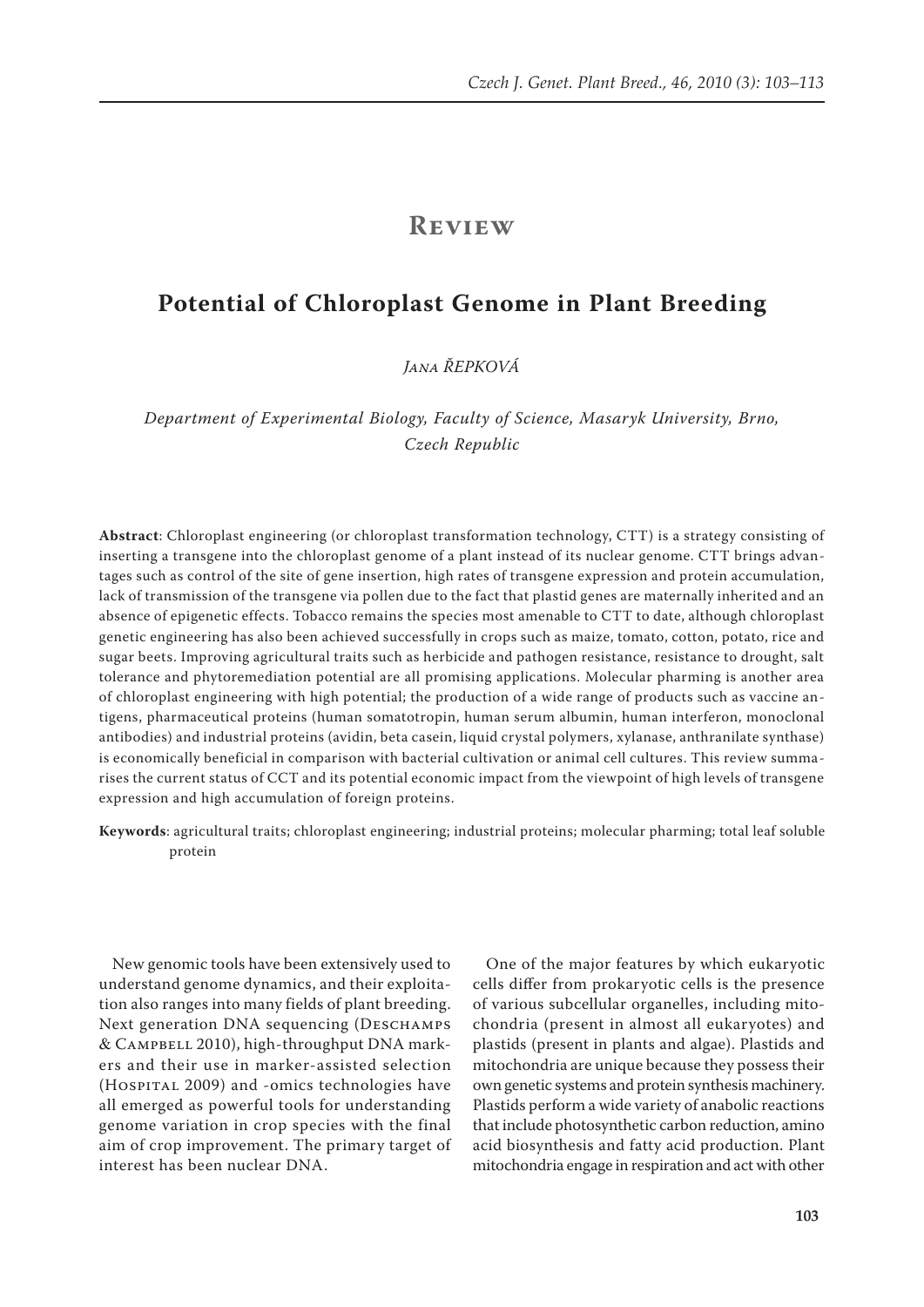# Review

## Potential of Chloroplast Genome in Plant Breeding

*Jana Řepková*

*Department of Experimental Biology, Faculty of Science, Masaryk University, Brno, Czech Republic*

**Abstract**: Chloroplast engineering (or chloroplast transformation technology, CTT) is a strategy consisting of inserting a transgene into the chloroplast genome of a plant instead of its nuclear genome. CTT brings advantages such as control of the site of gene insertion, high rates of transgene expression and protein accumulation, lack of transmission of the transgene via pollen due to the fact that plastid genes are maternally inherited and an absence of epigenetic effects. Tobacco remains the species most amenable to CTT to date, although chloroplast genetic engineering has also been achieved successfully in crops such as maize, tomato, cotton, potato, rice and sugar beets. Improving agricultural traits such as herbicide and pathogen resistance, resistance to drought, salt tolerance and phytoremediation potential are all promising applications. Molecular pharming is another area of chloroplast engineering with high potential; the production of a wide range of products such as vaccine antigens, pharmaceutical proteins (human somatotropin, human serum albumin, human interferon, monoclonal antibodies) and industrial proteins (avidin, beta casein, liquid crystal polymers, xylanase, anthranilate synthase) is economically beneficial in comparison with bacterial cultivation or animal cell cultures. This review summarises the current status of CTT and its potential economic impact from the viewpoint of high levels of transgene expression and high accumulation of foreign proteins.

**Keywords**: agricultural traits; chloroplast engineering; industrial proteins; molecular pharming; total leaf soluble protein

New genomic tools have been extensively used to understand genome dynamics, and their exploitation also ranges into many fields of plant breeding. Next generation DNA sequencing (Deschamps & Campbell 2010), high-throughput DNA markers and their use in marker-assisted selection (Hospital 2009) and -omics technologies have all emerged as powerful tools for understanding genome variation in crop species with the final aim of crop improvement. The primary target of interest has been nuclear DNA.

One of the major features by which eukaryotic cells differ from prokaryotic cells is the presence of various subcellular organelles, including mitochondria (present in almost all eukaryotes) and plastids (present in plants and algae). Plastids and mitochondria are unique because they possess their own genetic systems and protein synthesis machinery. Plastids perform a wide variety of anabolic reactions that include photosynthetic carbon reduction, amino acid biosynthesis and fatty acid production. Plant mitochondria engage in respiration and act with other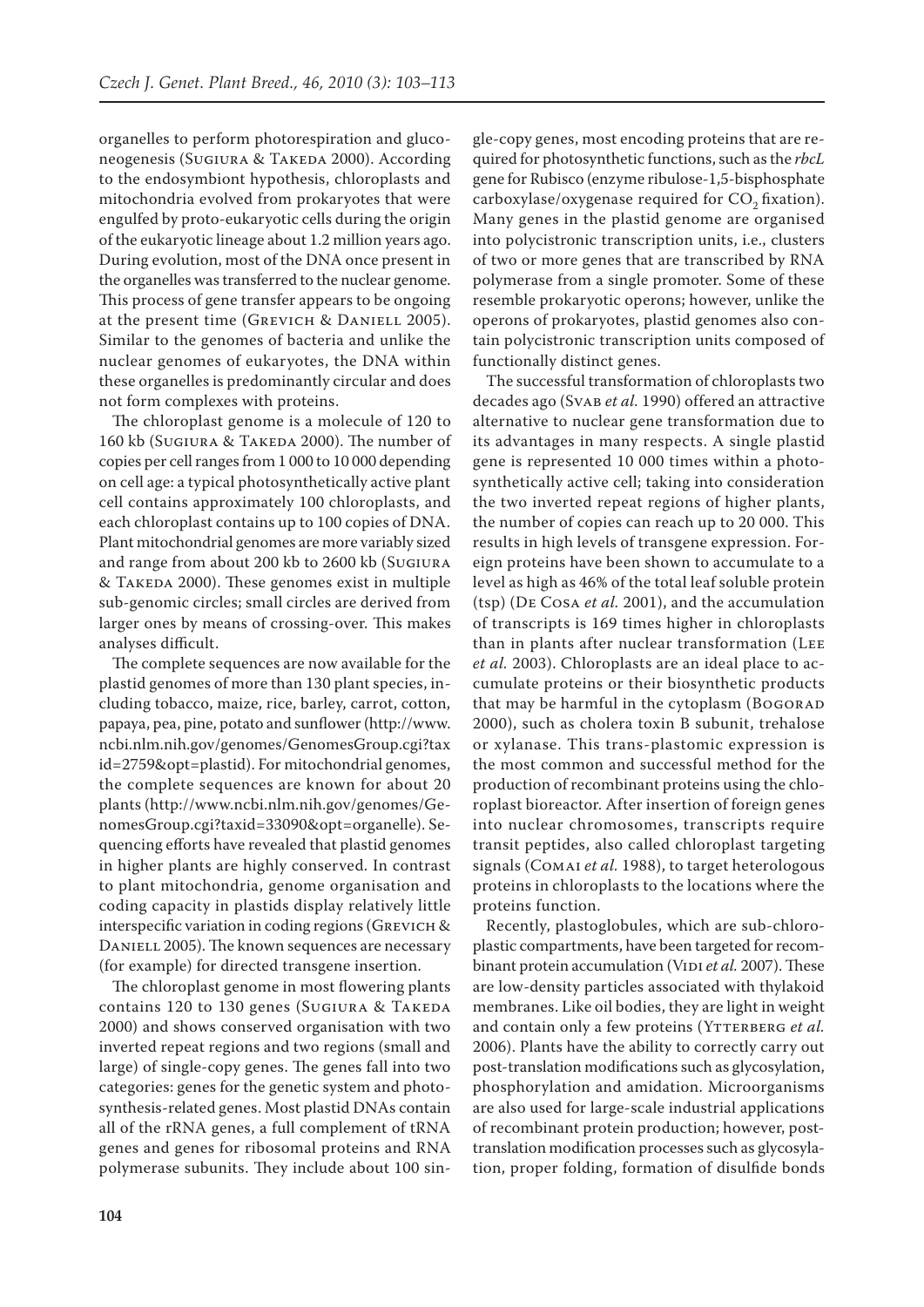organelles to perform photorespiration and gluconeogenesis (Sugiura & Takeda 2000). According to the endosymbiont hypothesis, chloroplasts and mitochondria evolved from prokaryotes that were engulfed by proto-eukaryotic cells during the origin of the eukaryotic lineage about 1.2 million years ago. During evolution, most of the DNA once present in the organelles was transferred to the nuclear genome. This process of gene transfer appears to be ongoing at the present time (Grevich & Daniell 2005). Similar to the genomes of bacteria and unlike the nuclear genomes of eukaryotes, the DNA within these organelles is predominantly circular and does not form complexes with proteins.

The chloroplast genome is a molecule of 120 to 160 kb (Sugiura & Takeda 2000). The number of copies per cell ranges from 1 000 to 10 000 depending on cell age: a typical photosynthetically active plant cell contains approximately 100 chloroplasts, and each chloroplast contains up to 100 copies of DNA. Plant mitochondrial genomes are more variably sized and range from about 200 kb to 2600 kb (Sugiura & Takeda 2000). These genomes exist in multiple sub-genomic circles; small circles are derived from larger ones by means of crossing-over. This makes analyses difficult.

The complete sequences are now available for the plastid genomes of more than 130 plant species, including tobacco, maize, rice, barley, carrot, cotton, papaya, pea, pine, potato and sunflower (http://www.ncbi.nlm.nih.gov/genomes/GenomesGroup.cgi?taxid=2759&opt=plastid). For mitochondrial genomes, the complete sequences are known for about 20 plants (http://www.ncbi.nlm.nih.gov/genomes/GenomesGroup.cgi?taxid=33090&opt=organelle). Sequencing efforts have revealed that plastid genomes in higher plants are highly conserved. In contrast to plant mitochondria, genome organisation and coding capacity in plastids display relatively little interspecific variation in coding regions (Grevich & Daniell 2005). The known sequences are necessary (for example) for directed transgene insertion.

The chloroplast genome in most flowering plants contains 120 to 130 genes (Sugiura & Takeda 2000) and shows conserved organisation with two inverted repeat regions and two regions (small and large) of single-copy genes. The genes fall into two categories: genes for the genetic system and photosynthesis-related genes. Most plastid DNAs contain all of the rRNA genes, a full complement of tRNA genes and genes for ribosomal proteins and RNA polymerase subunits. They include about 100 single-copy genes, most encoding proteins that are required for photosynthetic functions, such as the *rbcL* gene for Rubisco (enzyme ribulose-1,5-bisphosphate carboxylase/oxygenase required for $CO_2$ fixation). Many genes in the plastid genome are organised into polycistronic transcription units, i.e., clusters of two or more genes that are transcribed by RNA polymerase from a single promoter. Some of these resemble prokaryotic operons; however, unlike the operons of prokaryotes, plastid genomes also contain polycistronic transcription units composed of functionally distinct genes.

The successful transformation of chloroplasts two decades ago (Svab *et al.* 1990) offered an attractive alternative to nuclear gene transformation due to its advantages in many respects. A single plastid gene is represented 10 000 times within a photosynthetically active cell; taking into consideration the two inverted repeat regions of higher plants, the number of copies can reach up to 20 000. This results in high levels of transgene expression. Foreign proteins have been shown to accumulate to a level as high as 46% of the total leaf soluble protein (tsp) (De Cosa *et al.* 2001), and the accumulation of transcripts is 169 times higher in chloroplasts than in plants after nuclear transformation (Lee *et al.* 2003). Chloroplasts are an ideal place to accumulate proteins or their biosynthetic products that may be harmful in the cytoplasm (Bogorad 2000), such as cholera toxin B subunit, trehalose or xylanase. This trans-plastomic expression is the most common and successful method for the production of recombinant proteins using the chloroplast bioreactor. After insertion of foreign genes into nuclear chromosomes, transcripts require transit peptides, also called chloroplast targeting signals (Comai *et al.* 1988), to target heterologous proteins in chloroplasts to the locations where the proteins function.

Recently, plastoglobules, which are sub-chloroplastic compartments, have been targeted for recombinant protein accumulation (Vidi *et al.* 2007). These are low-density particles associated with thylakoid membranes. Like oil bodies, they are light in weight and contain only a few proteins (Ytterberg *et al.* 2006). Plants have the ability to correctly carry out post-translation modifications such as glycosylation, phosphorylation and amidation. Microorganisms are also used for large-scale industrial applications of recombinant protein production; however, post-translation modification processes such as glycosylation, proper folding, formation of disulfide bonds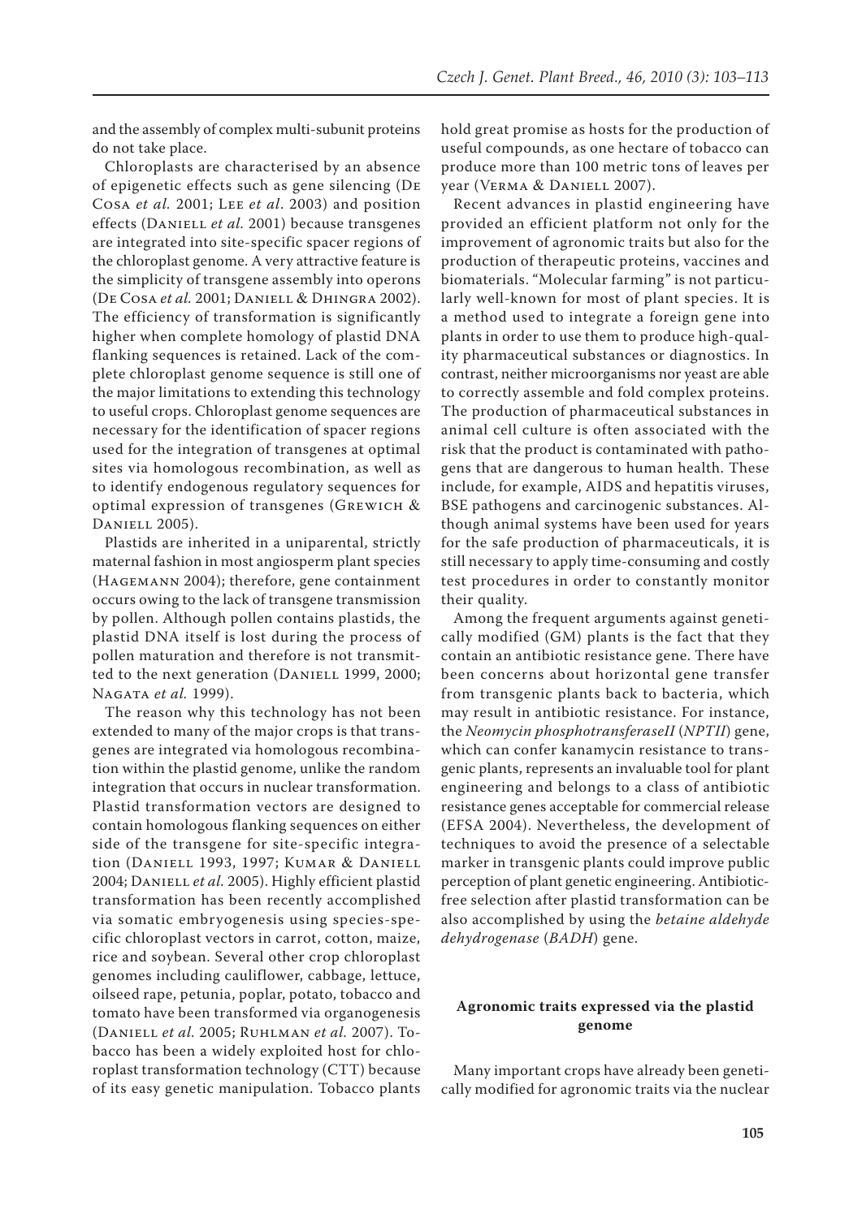and the assembly of complex multi-subunit proteins do not take place.

Chloroplasts are characterised by an absence of epigenetic effects such as gene silencing (De Cosa *et al.* 2001; Lee *et al*. 2003) and position effects (Daniell *et al.* 2001) because transgenes are integrated into site-specific spacer regions of the chloroplast genome. A very attractive feature is the simplicity of transgene assembly into operons (De Cosa *et al.* 2001; Daniell & Dhingra 2002). The efficiency of transformation is significantly higher when complete homology of plastid DNA flanking sequences is retained. Lack of the complete chloroplast genome sequence is still one of the major limitations to extending this technology to useful crops. Chloroplast genome sequences are necessary for the identification of spacer regions used for the integration of transgenes at optimal sites via homologous recombination, as well as to identify endogenous regulatory sequences for optimal expression of transgenes (Grewich & Daniell 2005).

Plastids are inherited in a uniparental, strictly maternal fashion in most angiosperm plant species (Hagemann 2004); therefore, gene containment occurs owing to the lack of transgene transmission by pollen. Although pollen contains plastids, the plastid DNA itself is lost during the process of pollen maturation and therefore is not transmitted to the next generation (Daniell 1999, 2000; Nagata *et al.* 1999).

The reason why this technology has not been extended to many of the major crops is that transgenes are integrated via homologous recombination within the plastid genome, unlike the random integration that occurs in nuclear transformation. Plastid transformation vectors are designed to contain homologous flanking sequences on either side of the transgene for site-specific integration (Daniell 1993, 1997; Kumar & Daniell 2004; Daniell *et al.* 2005). Highly efficient plastid transformation has been recently accomplished via somatic embryogenesis using species-specific chloroplast vectors in carrot, cotton, maize, rice and soybean. Several other crop chloroplast genomes including cauliflower, cabbage, lettuce, oilseed rape, petunia, poplar, potato, tobacco and tomato have been transformed via organogenesis (Daniell *et al.* 2005; Ruhlman *et al.* 2007). Tobacco has been a widely exploited host for chloroplast transformation technology (CTT) because of its easy genetic manipulation. Tobacco plants hold great promise as hosts for the production of useful compounds, as one hectare of tobacco can produce more than 100 metric tons of leaves per year (Verma & Daniell 2007).

Recent advances in plastid engineering have provided an efficient platform not only for the improvement of agronomic traits but also for the production of therapeutic proteins, vaccines and biomaterials. "Molecular farming" is not particularly well-known for most of plant species. It is a method used to integrate a foreign gene into plants in order to use them to produce high-quality pharmaceutical substances or diagnostics. In contrast, neither microorganisms nor yeast are able to correctly assemble and fold complex proteins. The production of pharmaceutical substances in animal cell culture is often associated with the risk that the product is contaminated with pathogens that are dangerous to human health. These include, for example, AIDS and hepatitis viruses, BSE pathogens and carcinogenic substances. Although animal systems have been used for years for the safe production of pharmaceuticals, it is still necessary to apply time-consuming and costly test procedures in order to constantly monitor their quality.

Among the frequent arguments against genetically modified (GM) plants is the fact that they contain an antibiotic resistance gene. There have been concerns about horizontal gene transfer from transgenic plants back to bacteria, which may result in antibiotic resistance. For instance, the *Neomycin phosphotransferaseII* (*NPTII*) gene, which can confer kanamycin resistance to transgenic plants, represents an invaluable tool for plant engineering and belongs to a class of antibiotic resistance genes acceptable for commercial release (EFSA 2004). Nevertheless, the development of techniques to avoid the presence of a selectable marker in transgenic plants could improve public perception of plant genetic engineering. Antibiotic-free selection after plastid transformation can be also accomplished by using the *betaine aldehyde dehydrogenase* (*BADH*) gene.

### Agronomic traits expressed via the plastid genome

Many important crops have already been genetically modified for agronomic traits via the nuclear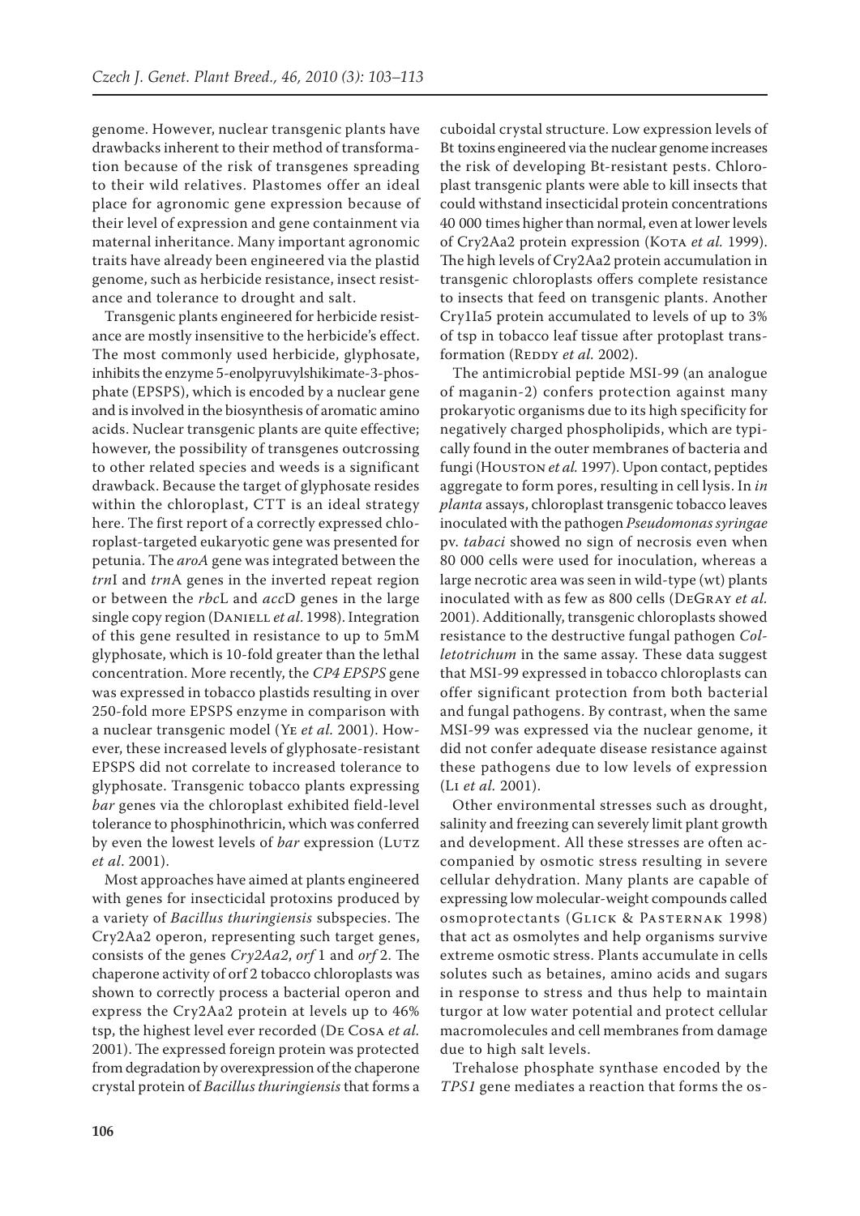genome. However, nuclear transgenic plants have drawbacks inherent to their method of transformation because of the risk of transgenes spreading to their wild relatives. Plastomes offer an ideal place for agronomic gene expression because of their level of expression and gene containment via maternal inheritance. Many important agronomic traits have already been engineered via the plastid genome, such as herbicide resistance, insect resistance and tolerance to drought and salt.

Transgenic plants engineered for herbicide resistance are mostly insensitive to the herbicide's effect. The most commonly used herbicide, glyphosate, inhibits the enzyme 5-enolpyruvylshikimate-3-phosphate (EPSPS), which is encoded by a nuclear gene and is involved in the biosynthesis of aromatic amino acids. Nuclear transgenic plants are quite effective; however, the possibility of transgenes outcrossing to other related species and weeds is a significant drawback. Because the target of glyphosate resides within the chloroplast, CTT is an ideal strategy here. The first report of a correctly expressed chloroplast-targeted eukaryotic gene was presented for petunia. The *aroA* gene was integrated between the *trn*I and *trn*A genes in the inverted repeat region or between the *rbc*L and *acc*D genes in the large single copy region (Daniell *et al*. 1998). Integration of this gene resulted in resistance to up to 5mM glyphosate, which is 10-fold greater than the lethal concentration. More recently, the *CP4 EPSPS* gene was expressed in tobacco plastids resulting in over 250-fold more EPSPS enzyme in comparison with a nuclear transgenic model (Ye *et al.* 2001). However, these increased levels of glyphosate-resistant EPSPS did not correlate to increased tolerance to glyphosate. Transgenic tobacco plants expressing *bar* genes via the chloroplast exhibited field-level tolerance to phosphinothricin, which was conferred by even the lowest levels of *bar* expression (Lutz *et al*. 2001).

Most approaches have aimed at plants engineered with genes for insecticidal protoxins produced by a variety of *Bacillus thuringiensis* subspecies. The Cry2Aa2 operon, representing such target genes, consists of the genes *Cry2Aa2*, *orf* 1 and *orf* 2. The chaperone activity of orf 2 tobacco chloroplasts was shown to correctly process a bacterial operon and express the Cry2Aa2 protein at levels up to 46% tsp, the highest level ever recorded (De Cosa *et al.* 2001). The expressed foreign protein was protected from degradation by overexpression of the chaperone crystal protein of *Bacillus thuringiensis* that forms a cuboidal crystal structure. Low expression levels of Bt toxins engineered via the nuclear genome increases the risk of developing Bt-resistant pests. Chloroplast transgenic plants were able to kill insects that could withstand insecticidal protein concentrations 40 000 times higher than normal, even at lower levels of Cry2Aa2 protein expression (Kota *et al.* 1999). The high levels of Cry2Aa2 protein accumulation in transgenic chloroplasts offers complete resistance to insects that feed on transgenic plants. Another Cry1Ia5 protein accumulated to levels of up to 3% of tsp in tobacco leaf tissue after protoplast transformation (Reddy *et al.* 2002).

The antimicrobial peptide MSI-99 (an analogue of maganin-2) confers protection against many prokaryotic organisms due to its high specificity for negatively charged phospholipids, which are typically found in the outer membranes of bacteria and fungi (Houston *et al.* 1997). Upon contact, peptides aggregate to form pores, resulting in cell lysis. In *in planta* assays, chloroplast transgenic tobacco leaves inoculated with the pathogen *Pseudomonas syringae* pv. *tabaci* showed no sign of necrosis even when 80 000 cells were used for inoculation, whereas a large necrotic area was seen in wild-type (wt) plants inoculated with as few as 800 cells (DeGray *et al.* 2001). Additionally, transgenic chloroplasts showed resistance to the destructive fungal pathogen *Colletotrichum* in the same assay. These data suggest that MSI-99 expressed in tobacco chloroplasts can offer significant protection from both bacterial and fungal pathogens. By contrast, when the same MSI-99 was expressed via the nuclear genome, it did not confer adequate disease resistance against these pathogens due to low levels of expression (Li *et al.* 2001).

Other environmental stresses such as drought, salinity and freezing can severely limit plant growth and development. All these stresses are often accompanied by osmotic stress resulting in severe cellular dehydration. Many plants are capable of expressing low molecular-weight compounds called osmoprotectants (Glick & Pasternak 1998) that act as osmolytes and help organisms survive extreme osmotic stress. Plants accumulate in cells solutes such as betaines, amino acids and sugars in response to stress and thus help to maintain turgor at low water potential and protect cellular macromolecules and cell membranes from damage due to high salt levels.

Trehalose phosphate synthase encoded by the *TPS1* gene mediates a reaction that forms the os-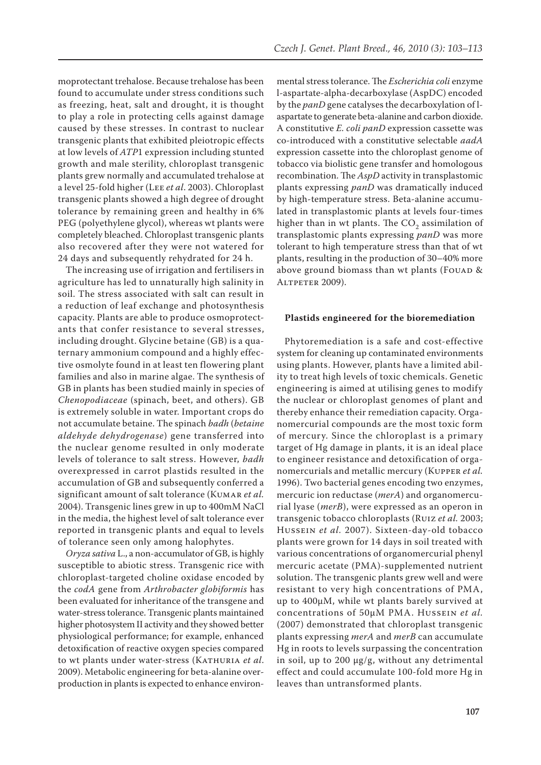moprotectant trehalose. Because trehalose has been found to accumulate under stress conditions such as freezing, heat, salt and drought, it is thought to play a role in protecting cells against damage caused by these stresses. In contrast to nuclear transgenic plants that exhibited pleiotropic effects at low levels of *ATP*1 expression including stunted growth and male sterility, chloroplast transgenic plants grew normally and accumulated trehalose at a level 25-fold higher (Lee *et al*. 2003). Chloroplast transgenic plants showed a high degree of drought tolerance by remaining green and healthy in 6% PEG (polyethylene glycol), whereas wt plants were completely bleached. Chloroplast transgenic plants also recovered after they were not watered for 24 days and subsequently rehydrated for 24 h.

The increasing use of irrigation and fertilisers in agriculture has led to unnaturally high salinity in soil. The stress associated with salt can result in a reduction of leaf exchange and photosynthesis capacity. Plants are able to produce osmoprotectants that confer resistance to several stresses, including drought. Glycine betaine (GB) is a quaternary ammonium compound and a highly effective osmolyte found in at least ten flowering plant families and also in marine algae. The synthesis of GB in plants has been studied mainly in species of *Chenopodiaceae* (spinach, beet, and others). GB is extremely soluble in water. Important crops do not accumulate betaine. The spinach *badh* (*betaine aldehyde dehydrogenase*) gene transferred into the nuclear genome resulted in only moderate levels of tolerance to salt stress. However, *badh* overexpressed in carrot plastids resulted in the accumulation of GB and subsequently conferred a significant amount of salt tolerance (Kumar *et al.* 2004). Transgenic lines grew in up to 400mM NaCl in the media, the highest level of salt tolerance ever reported in transgenic plants and equal to levels of tolerance seen only among halophytes.

*Oryza sativa* L., a non-accumulator of GB, is highly susceptible to abiotic stress. Transgenic rice with chloroplast-targeted choline oxidase encoded by the *codA* gene from *Arthrobacter globiformis* has been evaluated for inheritance of the transgene and water-stress tolerance. Transgenic plants maintained higher photosystem II activity and they showed better physiological performance; for example, enhanced detoxification of reactive oxygen species compared to wt plants under water-stress (Kathuria *et al*. 2009). Metabolic engineering for beta-alanine overproduction in plants is expected to enhance environmental stress tolerance. The *Escherichia coli* enzyme l-aspartate-alpha-decarboxylase (AspDC) encoded by the *panD* gene catalyses the decarboxylation of l-aspartate to generate beta-alanine and carbon dioxide. A constitutive *E. coli panD* expression cassette was co-introduced with a constitutive selectable *aadA* expression cassette into the chloroplast genome of tobacco via biolistic gene transfer and homologous recombination. The *AspD* activity in transplastomic plants expressing *panD* was dramatically induced by high-temperature stress. Beta-alanine accumulated in transplastomic plants at levels four-times higher than in wt plants. The $CO_2$ assimilation of transplastomic plants expressing *panD* was more tolerant to high temperature stress than that of wt plants, resulting in the production of 30–40% more above ground biomass than wt plants (Fouad & Altpeter 2009).

**Plastids engineered for the bioremediation**

Phytoremediation is a safe and cost-effective system for cleaning up contaminated environments using plants. However, plants have a limited ability to treat high levels of toxic chemicals. Genetic engineering is aimed at utilising genes to modify the nuclear or chloroplast genomes of plant and thereby enhance their remediation capacity. Organomercurial compounds are the most toxic form of mercury. Since the chloroplast is a primary target of Hg damage in plants, it is an ideal place to engineer resistance and detoxification of organomercurials and metallic mercury (Kupper *et al.* 1996). Two bacterial genes encoding two enzymes, mercuric ion reductase (*merA*) and organomercurial lyase (*merB*), were expressed as an operon in transgenic tobacco chloroplasts (Ruiz *et al.* 2003; Hussein *et al*. 2007). Sixteen-day-old tobacco plants were grown for 14 days in soil treated with various concentrations of organomercurial phenyl mercuric acetate (PMA)-supplemented nutrient solution. The transgenic plants grew well and were resistant to very high concentrations of PMA, up to 400μM, while wt plants barely survived at concentrations of 50μM PMA. Hussein *et al.* (2007) demonstrated that chloroplast transgenic plants expressing *merA* and *merB* can accumulate Hg in roots to levels surpassing the concentration in soil, up to 200 μg/g, without any detrimental effect and could accumulate 100-fold more Hg in leaves than untransformed plants.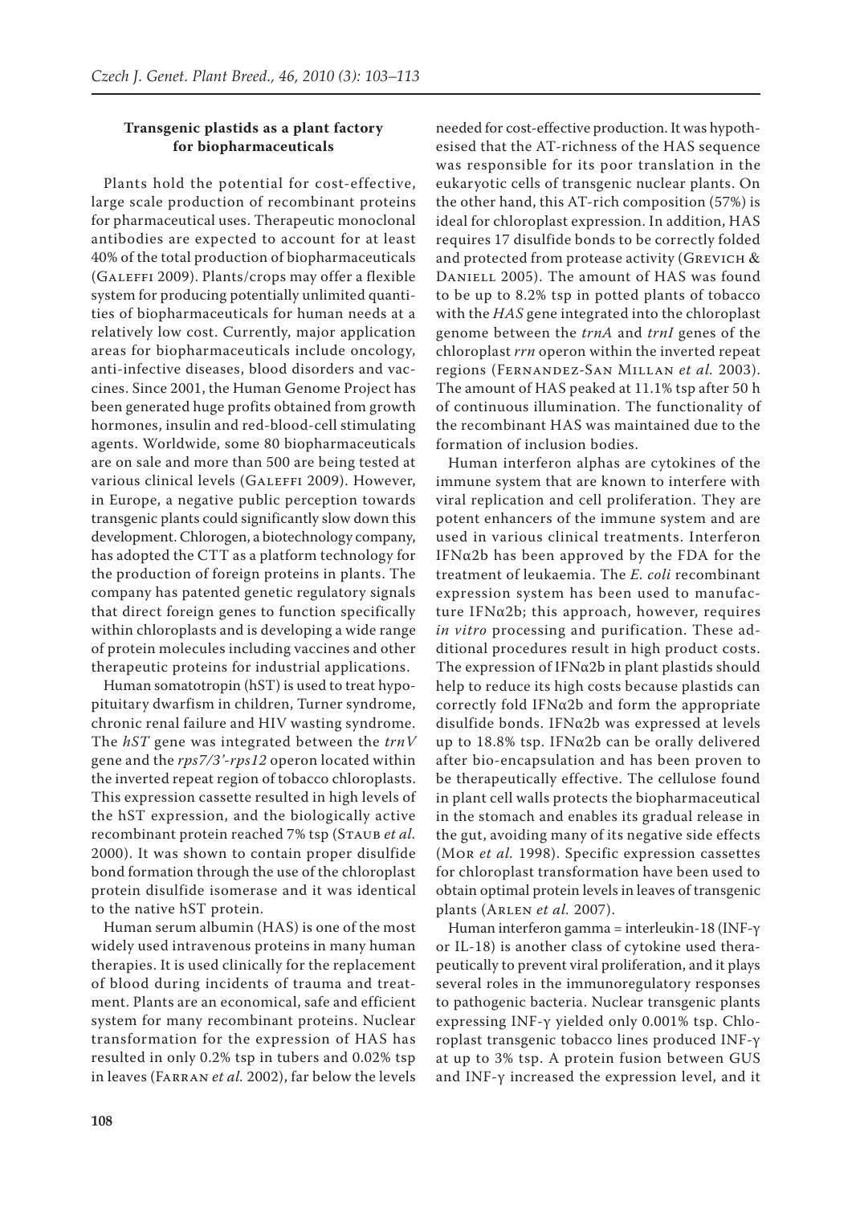### Transgenic plastids as a plant factory for biopharmaceuticals

Plants hold the potential for cost-effective, large scale production of recombinant proteins for pharmaceutical uses. Therapeutic monoclonal antibodies are expected to account for at least 40% of the total production of biopharmaceuticals (Galeffi 2009). Plants/crops may offer a flexible system for producing potentially unlimited quantities of biopharmaceuticals for human needs at a relatively low cost. Currently, major application areas for biopharmaceuticals include oncology, anti-infective diseases, blood disorders and vaccines. Since 2001, the Human Genome Project has been generated huge profits obtained from growth hormones, insulin and red-blood-cell stimulating agents. Worldwide, some 80 biopharmaceuticals are on sale and more than 500 are being tested at various clinical levels (Galeffi 2009). However, in Europe, a negative public perception towards transgenic plants could significantly slow down this development. Chlorogen, a biotechnology company, has adopted the CTT as a platform technology for the production of foreign proteins in plants. The company has patented genetic regulatory signals that direct foreign genes to function specifically within chloroplasts and is developing a wide range of protein molecules including vaccines and other therapeutic proteins for industrial applications.

Human somatotropin (hST) is used to treat hypopituitary dwarfism in children, Turner syndrome, chronic renal failure and HIV wasting syndrome. The *hST* gene was integrated between the *trnV* gene and the *rps7/3'-rps12* operon located within the inverted repeat region of tobacco chloroplasts. This expression cassette resulted in high levels of the hST expression, and the biologically active recombinant protein reached 7% tsp (Staub *et al.* 2000). It was shown to contain proper disulfide bond formation through the use of the chloroplast protein disulfide isomerase and it was identical to the native hST protein.

Human serum albumin (HAS) is one of the most widely used intravenous proteins in many human therapies. It is used clinically for the replacement of blood during incidents of trauma and treatment. Plants are an economical, safe and efficient system for many recombinant proteins. Nuclear transformation for the expression of HAS has resulted in only 0.2% tsp in tubers and 0.02% tsp in leaves (Farran *et al.* 2002), far below the levels needed for cost-effective production. It was hypothesised that the AT-richness of the HAS sequence was responsible for its poor translation in the eukaryotic cells of transgenic nuclear plants. On the other hand, this AT-rich composition (57%) is ideal for chloroplast expression. In addition, HAS requires 17 disulfide bonds to be correctly folded and protected from protease activity (Grevich & Daniell 2005). The amount of HAS was found to be up to 8.2% tsp in potted plants of tobacco with the *HAS* gene integrated into the chloroplast genome between the *trnA* and *trnI* genes of the chloroplast *rrn* operon within the inverted repeat regions (Fernandez-San Millan *et al.* 2003). The amount of HAS peaked at 11.1% tsp after 50 h of continuous illumination. The functionality of the recombinant HAS was maintained due to the formation of inclusion bodies.

Human interferon alphas are cytokines of the immune system that are known to interfere with viral replication and cell proliferation. They are potent enhancers of the immune system and are used in various clinical treatments. Interferon IFNα2b has been approved by the FDA for the treatment of leukaemia. The *E. coli* recombinant expression system has been used to manufacture IFNα2b; this approach, however, requires *in vitro* processing and purification. These additional procedures result in high product costs. The expression of IFNα2b in plant plastids should help to reduce its high costs because plastids can correctly fold IFNα2b and form the appropriate disulfide bonds. IFNα2b was expressed at levels up to 18.8% tsp. IFNα2b can be orally delivered after bio-encapsulation and has been proven to be therapeutically effective. The cellulose found in plant cell walls protects the biopharmaceutical in the stomach and enables its gradual release in the gut, avoiding many of its negative side effects (Mor *et al.* 1998). Specific expression cassettes for chloroplast transformation have been used to obtain optimal protein levels in leaves of transgenic plants (Arlen *et al.* 2007).

Human interferon gamma = interleukin-18 (INF-γ or IL-18) is another class of cytokine used therapeutically to prevent viral proliferation, and it plays several roles in the immunoregulatory responses to pathogenic bacteria. Nuclear transgenic plants expressing INF-γ yielded only 0.001% tsp. Chloroplast transgenic tobacco lines produced INF-γ at up to 3% tsp. A protein fusion between GUS and INF-γ increased the expression level, and it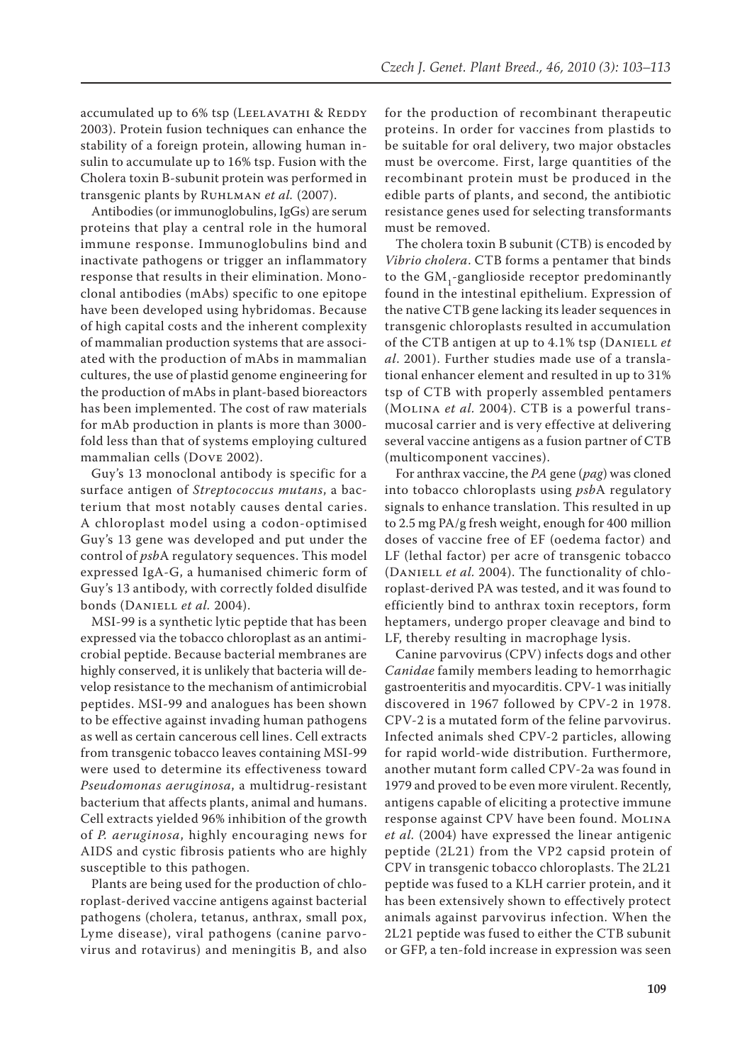accumulated up to 6% tsp (Leelavathi & Reddy 2003). Protein fusion techniques can enhance the stability of a foreign protein, allowing human insulin to accumulate up to 16% tsp. Fusion with the Cholera toxin B-subunit protein was performed in transgenic plants by Ruhlman *et al.* (2007).

Antibodies (or immunoglobulins, IgGs) are serum proteins that play a central role in the humoral immune response. Immunoglobulins bind and inactivate pathogens or trigger an inflammatory response that results in their elimination. Monoclonal antibodies (mAbs) specific to one epitope have been developed using hybridomas. Because of high capital costs and the inherent complexity of mammalian production systems that are associated with the production of mAbs in mammalian cultures, the use of plastid genome engineering for the production of mAbs in plant-based bioreactors has been implemented. The cost of raw materials for mAb production in plants is more than 3000-fold less than that of systems employing cultured mammalian cells (Dove 2002).

Guy's 13 monoclonal antibody is specific for a surface antigen of *Streptococcus mutans*, a bacterium that most notably causes dental caries. A chloroplast model using a codon-optimised Guy's 13 gene was developed and put under the control of *psb*A regulatory sequences. This model expressed IgA-G, a humanised chimeric form of Guy's 13 antibody, with correctly folded disulfide bonds (Daniell *et al.* 2004).

MSI-99 is a synthetic lytic peptide that has been expressed via the tobacco chloroplast as an antimicrobial peptide. Because bacterial membranes are highly conserved, it is unlikely that bacteria will develop resistance to the mechanism of antimicrobial peptides. MSI-99 and analogues has been shown to be effective against invading human pathogens as well as certain cancerous cell lines. Cell extracts from transgenic tobacco leaves containing MSI-99 were used to determine its effectiveness toward *Pseudomonas aeruginosa*, a multidrug-resistant bacterium that affects plants, animal and humans. Cell extracts yielded 96% inhibition of the growth of *P. aeruginosa*, highly encouraging news for AIDS and cystic fibrosis patients who are highly susceptible to this pathogen.

Plants are being used for the production of chloroplast-derived vaccine antigens against bacterial pathogens (cholera, tetanus, anthrax, small pox, Lyme disease), viral pathogens (canine parvovirus and rotavirus) and meningitis B, and also for the production of recombinant therapeutic proteins. In order for vaccines from plastids to be suitable for oral delivery, two major obstacles must be overcome. First, large quantities of the recombinant protein must be produced in the edible parts of plants, and second, the antibiotic resistance genes used for selecting transformants must be removed.

The cholera toxin B subunit (CTB) is encoded by *Vibrio cholera*. CTB forms a pentamer that binds to the $GM_1$-ganglioside receptor predominantly found in the intestinal epithelium. Expression of the native CTB gene lacking its leader sequences in transgenic chloroplasts resulted in accumulation of the CTB antigen at up to 4.1% tsp (Daniell *et al*. 2001). Further studies made use of a translational enhancer element and resulted in up to 31% tsp of CTB with properly assembled pentamers (Molina *et al.* 2004). CTB is a powerful transmucosal carrier and is very effective at delivering several vaccine antigens as a fusion partner of CTB (multicomponent vaccines).

For anthrax vaccine, the *PA* gene (*pag*) was cloned into tobacco chloroplasts using *psb*A regulatory signals to enhance translation. This resulted in up to 2.5 mg PA/g fresh weight, enough for 400 million doses of vaccine free of EF (oedema factor) and LF (lethal factor) per acre of transgenic tobacco (Daniell *et al.* 2004). The functionality of chloroplast-derived PA was tested, and it was found to efficiently bind to anthrax toxin receptors, form heptamers, undergo proper cleavage and bind to LF, thereby resulting in macrophage lysis.

Canine parvovirus (CPV) infects dogs and other *Canidae* family members leading to hemorrhagic gastroenteritis and myocarditis. CPV-1 was initially discovered in 1967 followed by CPV-2 in 1978. CPV-2 is a mutated form of the feline parvovirus. Infected animals shed CPV-2 particles, allowing for rapid world-wide distribution. Furthermore, another mutant form called CPV-2a was found in 1979 and proved to be even more virulent. Recently, antigens capable of eliciting a protective immune response against CPV have been found. Molina *et al.* (2004) have expressed the linear antigenic peptide (2L21) from the VP2 capsid protein of CPV in transgenic tobacco chloroplasts. The 2L21 peptide was fused to a KLH carrier protein, and it has been extensively shown to effectively protect animals against parvovirus infection. When the 2L21 peptide was fused to either the CTB subunit or GFP, a ten-fold increase in expression was seen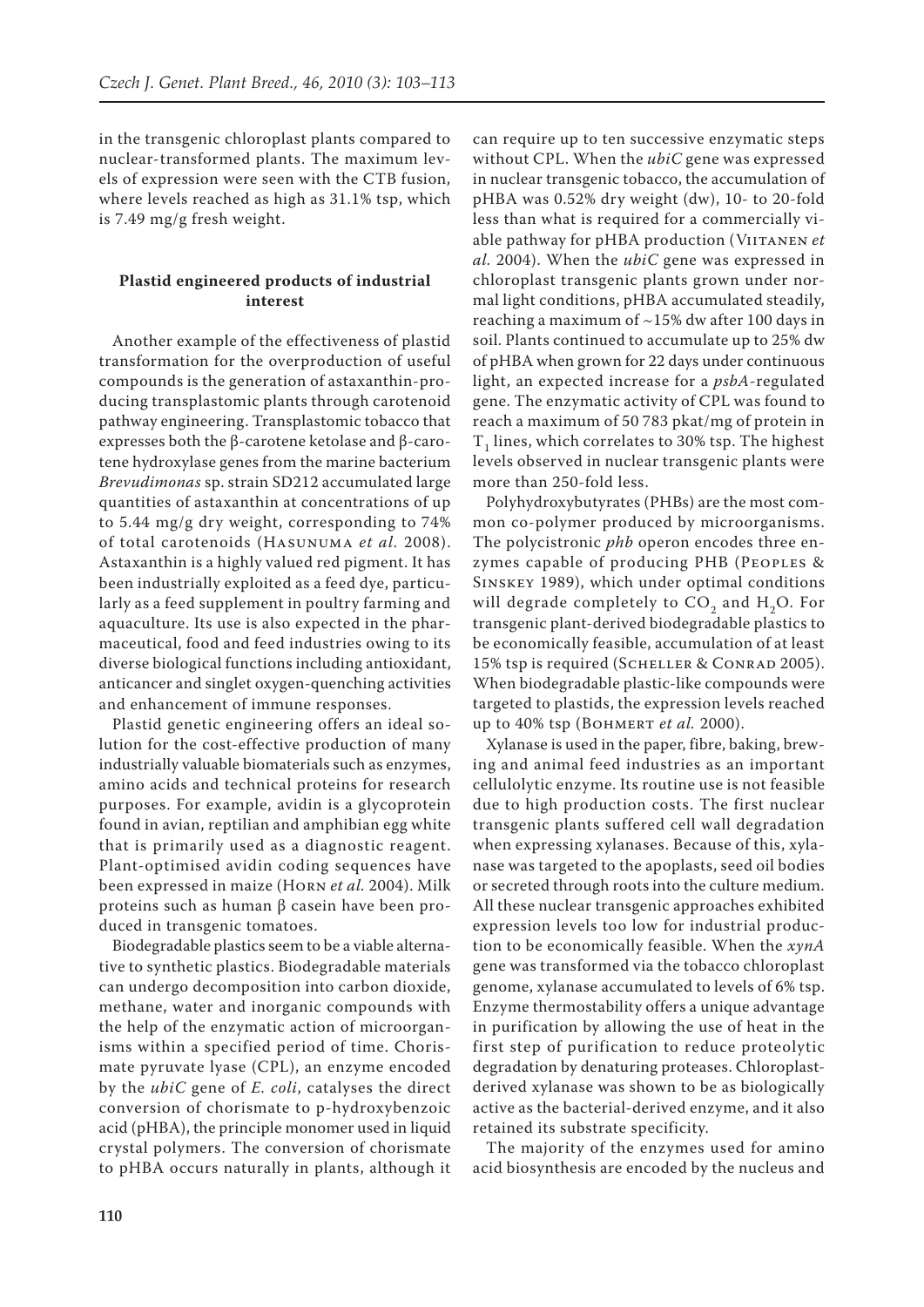in the transgenic chloroplast plants compared to nuclear-transformed plants. The maximum levels of expression were seen with the CTB fusion, where levels reached as high as 31.1% tsp, which is 7.49 mg/g fresh weight.

## Plastid engineered products of industrial interest

Another example of the effectiveness of plastid transformation for the overproduction of useful compounds is the generation of astaxanthin-producing transplastomic plants through carotenoid pathway engineering. Transplastomic tobacco that expresses both the β-carotene ketolase and β-carotene hydroxylase genes from the marine bacterium *Brevudimonas* sp. strain SD212 accumulated large quantities of astaxanthin at concentrations of up to 5.44 mg/g dry weight, corresponding to 74% of total carotenoids (Hasunuma *et al.* 2008). Astaxanthin is a highly valued red pigment. It has been industrially exploited as a feed dye, particularly as a feed supplement in poultry farming and aquaculture. Its use is also expected in the pharmaceutical, food and feed industries owing to its diverse biological functions including antioxidant, anticancer and singlet oxygen-quenching activities and enhancement of immune responses.

Plastid genetic engineering offers an ideal solution for the cost-effective production of many industrially valuable biomaterials such as enzymes, amino acids and technical proteins for research purposes. For example, avidin is a glycoprotein found in avian, reptilian and amphibian egg white that is primarily used as a diagnostic reagent. Plant-optimised avidin coding sequences have been expressed in maize (Horn *et al.* 2004). Milk proteins such as human β casein have been produced in transgenic tomatoes.

Biodegradable plastics seem to be a viable alternative to synthetic plastics. Biodegradable materials can undergo decomposition into carbon dioxide, methane, water and inorganic compounds with the help of the enzymatic action of microorganisms within a specified period of time. Chorismate pyruvate lyase (CPL), an enzyme encoded by the *ubiC* gene of *E. coli*, catalyses the direct conversion of chorismate to p-hydroxybenzoic acid (pHBA), the principle monomer used in liquid crystal polymers. The conversion of chorismate to pHBA occurs naturally in plants, although it can require up to ten successive enzymatic steps without CPL. When the *ubiC* gene was expressed in nuclear transgenic tobacco, the accumulation of pHBA was 0.52% dry weight (dw), 10- to 20-fold less than what is required for a commercially viable pathway for pHBA production (Viitanen *et al.* 2004). When the *ubiC* gene was expressed in chloroplast transgenic plants grown under normal light conditions, pHBA accumulated steadily, reaching a maximum of ~15% dw after 100 days in soil. Plants continued to accumulate up to 25% dw of pHBA when grown for 22 days under continuous light, an expected increase for a *psbA*-regulated gene. The enzymatic activity of CPL was found to reach a maximum of 50 783 pkat/mg of protein in $T_1$ lines, which correlates to 30% tsp. The highest levels observed in nuclear transgenic plants were more than 250-fold less.

Polyhydroxybutyrates (PHBs) are the most common co-polymer produced by microorganisms. The polycistronic *phb* operon encodes three enzymes capable of producing PHB (Peoples & Sinskey 1989), which under optimal conditions will degrade completely to $CO_2$ and $H_2O$. For transgenic plant-derived biodegradable plastics to be economically feasible, accumulation of at least 15% tsp is required (Scheller & Conrad 2005). When biodegradable plastic-like compounds were targeted to plastids, the expression levels reached up to 40% tsp (Bohmert *et al.* 2000).

Xylanase is used in the paper, fibre, baking, brewing and animal feed industries as an important cellulolytic enzyme. Its routine use is not feasible due to high production costs. The first nuclear transgenic plants suffered cell wall degradation when expressing xylanases. Because of this, xylanase was targeted to the apoplasts, seed oil bodies or secreted through roots into the culture medium. All these nuclear transgenic approaches exhibited expression levels too low for industrial production to be economically feasible. When the *xynA* gene was transformed via the tobacco chloroplast genome, xylanase accumulated to levels of 6% tsp. Enzyme thermostability offers a unique advantage in purification by allowing the use of heat in the first step of purification to reduce proteolytic degradation by denaturing proteases. Chloroplast-derived xylanase was shown to be as biologically active as the bacterial-derived enzyme, and it also retained its substrate specificity.

The majority of the enzymes used for amino acid biosynthesis are encoded by the nucleus and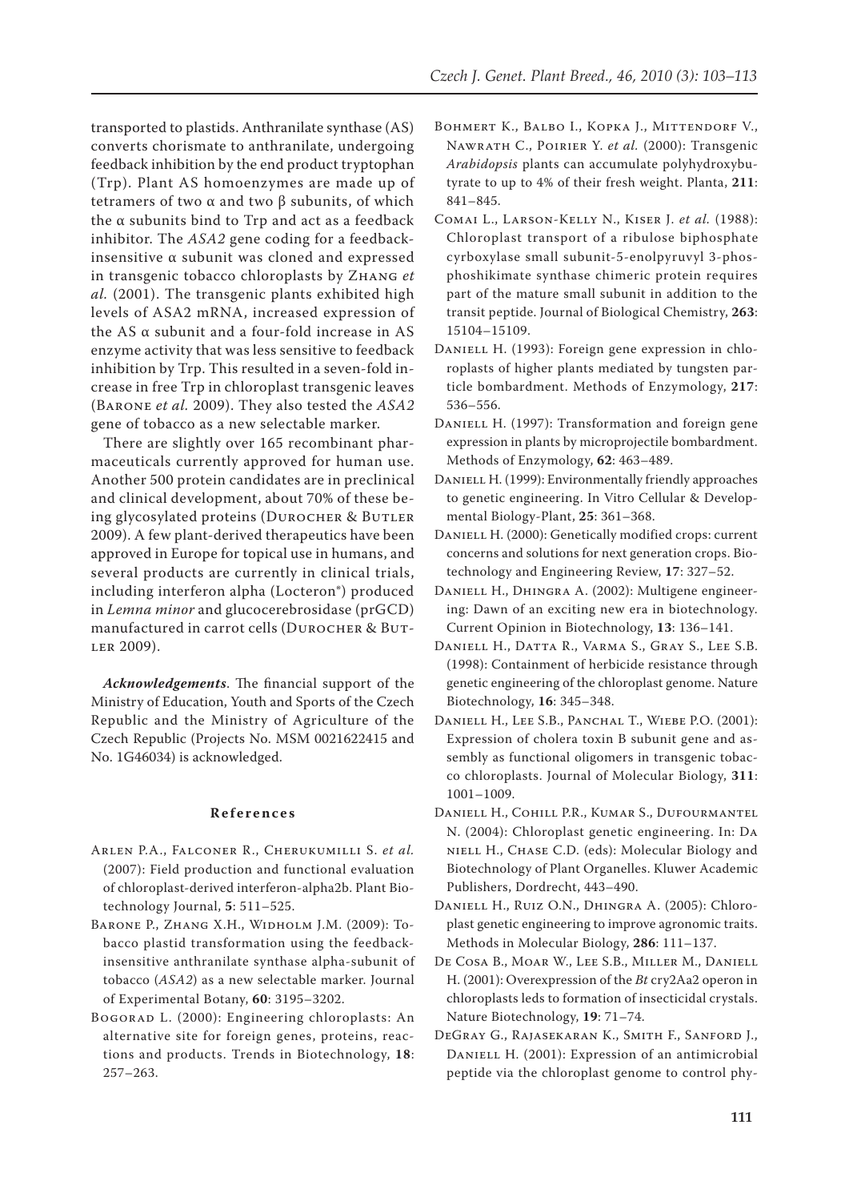transported to plastids. Anthranilate synthase (AS) converts chorismate to anthranilate, undergoing feedback inhibition by the end product tryptophan (Trp). Plant AS homoenzymes are made up of tetramers of two α and two β subunits, of which the α subunits bind to Trp and act as a feedback inhibitor. The *ASA2* gene coding for a feedback-insensitive α subunit was cloned and expressed in transgenic tobacco chloroplasts by Zhang *et al.* (2001). The transgenic plants exhibited high levels of ASA2 mRNA, increased expression of the AS α subunit and a four-fold increase in AS enzyme activity that was less sensitive to feedback inhibition by Trp. This resulted in a seven-fold increase in free Trp in chloroplast transgenic leaves (Barone *et al.* 2009). They also tested the *ASA2* gene of tobacco as a new selectable marker.

There are slightly over 165 recombinant pharmaceuticals currently approved for human use. Another 500 protein candidates are in preclinical and clinical development, about 70% of these being glycosylated proteins (Durocher & Butler 2009). A few plant-derived therapeutics have been approved in Europe for topical use in humans, and several products are currently in clinical trials, including interferon alpha (Locteron®) produced in *Lemna minor* and glucocerebrosidase (prGCD) manufactured in carrot cells (Durocher & Butler 2009).

***Acknowledgements***. The financial support of the Ministry of Education, Youth and Sports of the Czech Republic and the Ministry of Agriculture of the Czech Republic (Projects No. MSM 0021622415 and No. 1G46034) is acknowledged.

## References

Arlen P.A., Falconer R., Cherukumilli S. *et al.* (2007): Field production and functional evaluation of chloroplast-derived interferon-alpha2b. Plant Biotechnology Journal, **5**: 511–525.

Barone P., Zhang X.H., Widholm J.M. (2009): Tobacco plastid transformation using the feedback-insensitive anthranilate synthase alpha-subunit of tobacco (*ASA2*) as a new selectable marker. Journal of Experimental Botany, **60**: 3195–3202.

Bogorad L. (2000): Engineering chloroplasts: An alternative site for foreign genes, proteins, reactions and products. Trends in Biotechnology, **18**: 257–263.

Bohmert K., Balbo I., Kopka J., Mittendorf V., Nawrath C., Poirier Y. *et al.* (2000): Transgenic *Arabidopsis* plants can accumulate polyhydroxybutyrate to up to 4% of their fresh weight. Planta, **211**: 841–845.

Comai L., Larson-Kelly N., Kiser J. *et al.* (1988): Chloroplast transport of a ribulose biphosphate cyrboxylase small subunit-5-enolpyruvyl 3-phosphoshikimate synthase chimeric protein requires part of the mature small subunit in addition to the transit peptide. Journal of Biological Chemistry, **263**: 15104–15109.

Daniell H. (1993): Foreign gene expression in chloroplasts of higher plants mediated by tungsten particle bombardment. Methods of Enzymology, **217**: 536–556.

Daniell H. (1997): Transformation and foreign gene expression in plants by microprojectile bombardment. Methods of Enzymology, **62**: 463–489.

Daniell H. (1999): Environmentally friendly approaches to genetic engineering. In Vitro Cellular & Developmental Biology-Plant, **25**: 361–368.

Daniell H. (2000): Genetically modified crops: current concerns and solutions for next generation crops. Biotechnology and Engineering Review, **17**: 327–52.

Daniell H., Dhingra A. (2002): Multigene engineering: Dawn of an exciting new era in biotechnology. Current Opinion in Biotechnology, **13**: 136–141.

Daniell H., Datta R., Varma S., Gray S., Lee S.B. (1998): Containment of herbicide resistance through genetic engineering of the chloroplast genome. Nature Biotechnology, **16**: 345–348.

Daniell H., Lee S.B., Panchal T., Wiebe P.O. (2001): Expression of cholera toxin B subunit gene and assembly as functional oligomers in transgenic tobacco chloroplasts. Journal of Molecular Biology, **311**: 1001–1009.

Daniell H., Cohill P.R., Kumar S., Dufourmantel N. (2004): Chloroplast genetic engineering. In: Daniell H., Chase C.D. (eds): Molecular Biology and Biotechnology of Plant Organelles. Kluwer Academic Publishers, Dordrecht, 443–490.

Daniell H., Ruiz O.N., Dhingra A. (2005): Chloroplast genetic engineering to improve agronomic traits. Methods in Molecular Biology, **286**: 111–137.

De Cosa B., Moar W., Lee S.B., Miller M., Daniell H. (2001): Overexpression of the *Bt* cry2Aa2 operon in chloroplasts leds to formation of insecticidal crystals. Nature Biotechnology, **19**: 71–74.

DeGray G., Rajasekaran K., Smith F., Sanford J., Daniell H. (2001): Expression of an antimicrobial peptide via the chloroplast genome to control phy-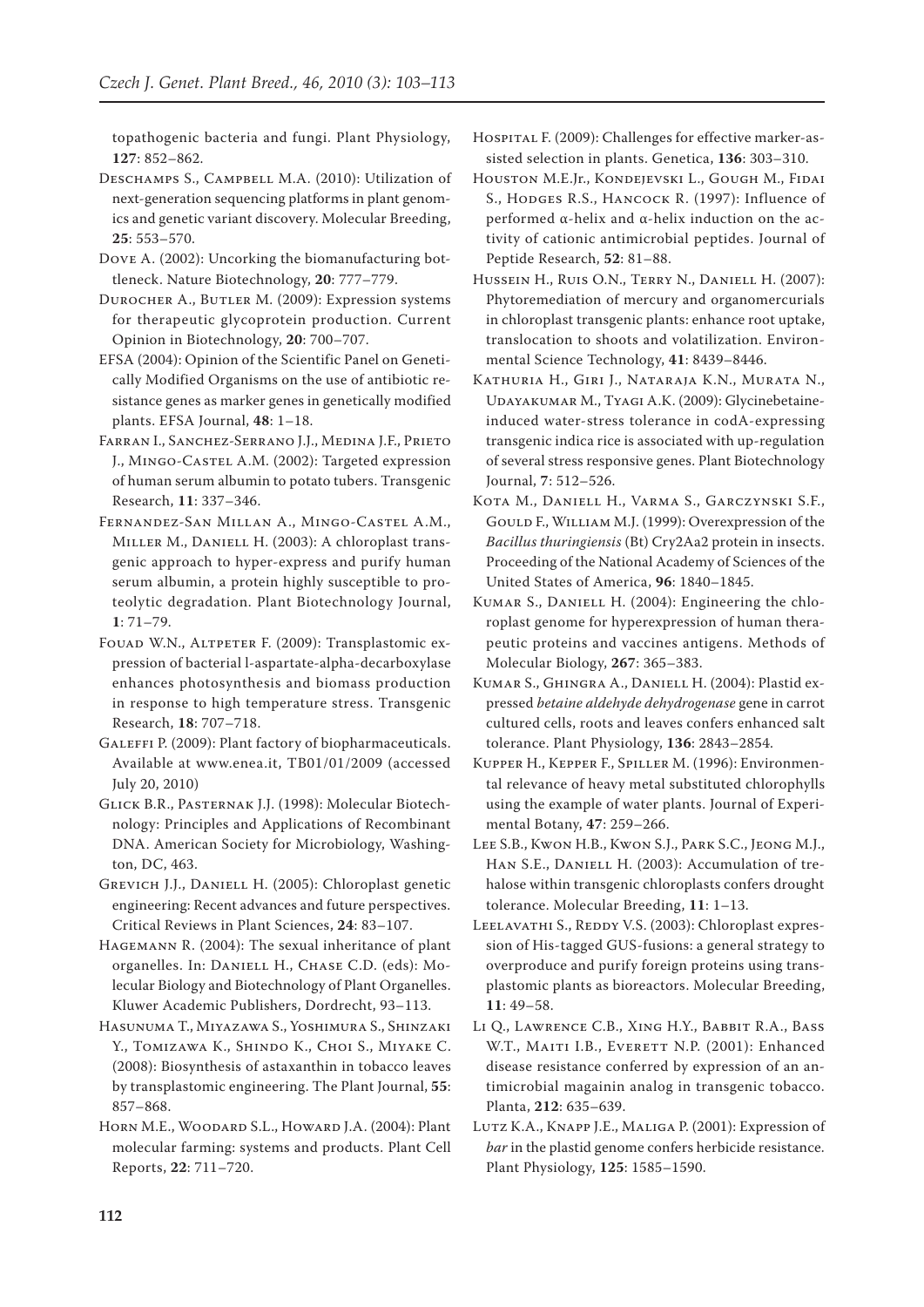topathogenic bacteria and fungi. Plant Physiology, **127**: 852–862.

Deschamps S., Campbell M.A. (2010): Utilization of next-generation sequencing platforms in plant genomics and genetic variant discovery. Molecular Breeding, **25**: 553–570.

Dove A. (2002): Uncorking the biomanufacturing bottleneck. Nature Biotechnology, **20**: 777–779.

Durocher A., Butler M. (2009): Expression systems for therapeutic glycoprotein production. Current Opinion in Biotechnology, **20**: 700–707.

EFSA (2004): Opinion of the Scientific Panel on Genetically Modified Organisms on the use of antibiotic resistance genes as marker genes in genetically modified plants. EFSA Journal, **48**: 1–18.

Farran I., Sanchez-Serrano J.J., Medina J.F., Prieto J., Mingo-Castel A.M. (2002): Targeted expression of human serum albumin to potato tubers. Transgenic Research, **11**: 337–346.

Fernandez-San Millan A., Mingo-Castel A.M., Miller M., Daniell H. (2003): A chloroplast transgenic approach to hyper-express and purify human serum albumin, a protein highly susceptible to proteolytic degradation. Plant Biotechnology Journal, **1**: 71–79.

Fouad W.N., Altpeter F. (2009): Transplastomic expression of bacterial l-aspartate-alpha-decarboxylase enhances photosynthesis and biomass production in response to high temperature stress. Transgenic Research, **18**: 707–718.

Galeffi P. (2009): Plant factory of biopharmaceuticals. Available at www.enea.it, TB01/01/2009 (accessed July 20, 2010)

Glick B.R., Pasternak J.J. (1998): Molecular Biotechnology: Principles and Applications of Recombinant DNA. American Society for Microbiology, Washington, DC, 463.

Grevich J.J., Daniell H. (2005): Chloroplast genetic engineering: Recent advances and future perspectives. Critical Reviews in Plant Sciences, **24**: 83–107.

Hagemann R. (2004): The sexual inheritance of plant organelles. In: Daniell H., Chase C.D. (eds): Molecular Biology and Biotechnology of Plant Organelles. Kluwer Academic Publishers, Dordrecht, 93–113.

Hasunuma T., Miyazawa S., Yoshimura S., Shinzaki Y., Tomizawa K., Shindo K., Choi S., Miyake C. (2008): Biosynthesis of astaxanthin in tobacco leaves by transplastomic engineering. The Plant Journal, **55**: 857–868.

Horn M.E., Woodard S.L., Howard J.A. (2004): Plant molecular farming: systems and products. Plant Cell Reports, **22**: 711–720.

Hospital F. (2009): Challenges for effective marker-assisted selection in plants. Genetica, **136**: 303–310.

Houston M.E.Jr., Kondejevski L., Gough M., Fidai S., Hodges R.S., Hancock R. (1997): Influence of performed α-helix and α-helix induction on the activity of cationic antimicrobial peptides. Journal of Peptide Research, **52**: 81–88.

Hussein H., Ruis O.N., Terry N., Daniell H. (2007): Phytoremediation of mercury and organomercurials in chloroplast transgenic plants: enhance root uptake, translocation to shoots and volatilization. Environmental Science Technology, **41**: 8439–8446.

Kathuria H., Giri J., Nataraja K.N., Murata N., Udayakumar M., Tyagi A.K. (2009): Glycinebetaine-induced water-stress tolerance in codA-expressing transgenic indica rice is associated with up-regulation of several stress responsive genes. Plant Biotechnology Journal, **7**: 512–526.

Kota M., Daniell H., Varma S., Garczynski S.F., Gould F., William M.J. (1999): Overexpression of the *Bacillus thuringiensis* (Bt) Cry2Aa2 protein in insects. Proceeding of the National Academy of Sciences of the United States of America, **96**: 1840–1845.

Kumar S., Daniell H. (2004): Engineering the chloroplast genome for hyperexpression of human therapeutic proteins and vaccines antigens. Methods of Molecular Biology, **267**: 365–383.

Kumar S., Ghingra A., Daniell H. (2004): Plastid expressed *betaine aldehyde dehydrogenase* gene in carrot cultured cells, roots and leaves confers enhanced salt tolerance. Plant Physiology, **136**: 2843–2854.

Kupper H., Kepper F., Spiller M. (1996): Environmental relevance of heavy metal substituted chlorophylls using the example of water plants. Journal of Experimental Botany, **47**: 259–266.

Lee S.B., Kwon H.B., Kwon S.J., Park S.C., Jeong M.J., Han S.E., Daniell H. (2003): Accumulation of trehalose within transgenic chloroplasts confers drought tolerance. Molecular Breeding, **11**: 1–13.

Leelavathi S., Reddy V.S. (2003): Chloroplast expression of His-tagged GUS-fusions: a general strategy to overproduce and purify foreign proteins using transplastomic plants as bioreactors. Molecular Breeding, **11**: 49–58.

Li Q., Lawrence C.B., Xing H.Y., Babbit R.A., Bass W.T., Maiti I.B., Everett N.P. (2001): Enhanced disease resistance conferred by expression of an antimicrobial magainin analog in transgenic tobacco. Planta, **212**: 635–639.

Lutz K.A., Knapp J.E., Maliga P. (2001): Expression of *bar* in the plastid genome confers herbicide resistance. Plant Physiology, **125**: 1585–1590.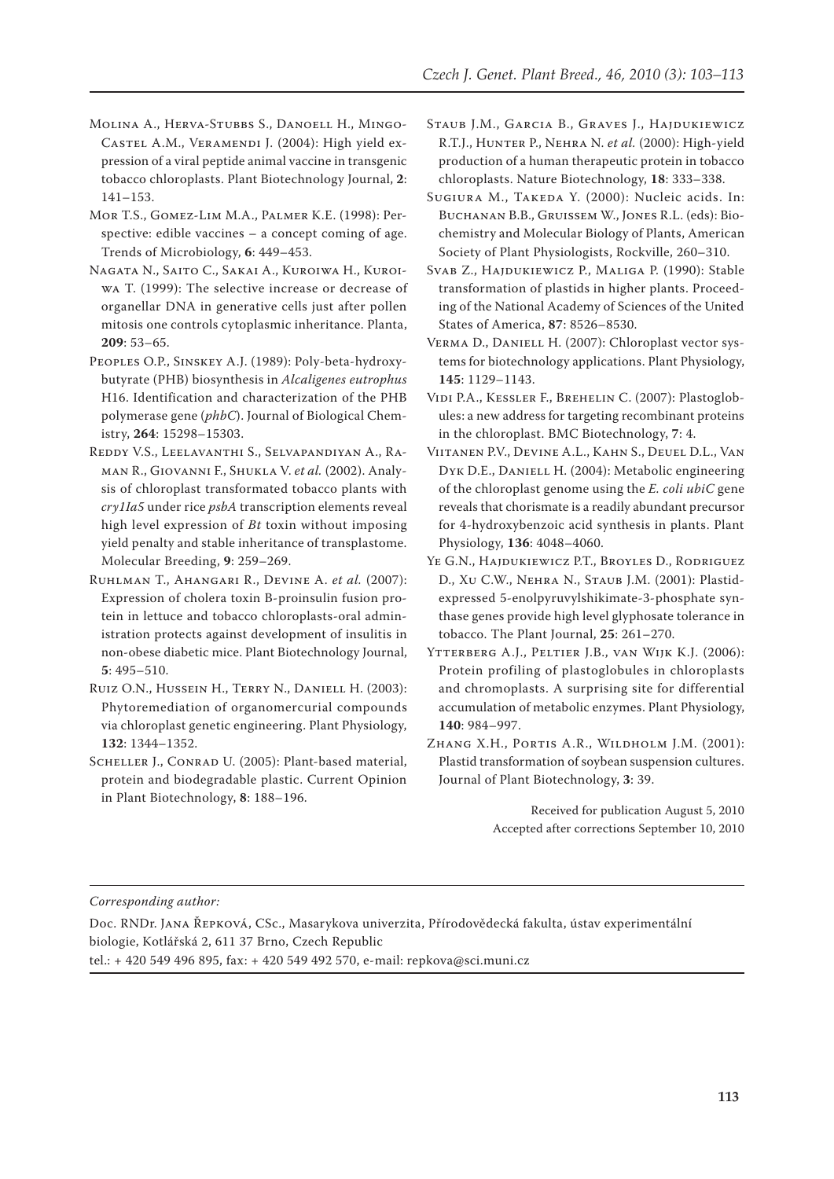Molina A., Herva-Stubbs S., Danoell H., Mingo-Castel A.M., Veramendi J. (2004): High yield expression of a viral peptide animal vaccine in transgenic tobacco chloroplasts. Plant Biotechnology Journal, **2**: 141–153.

Mor T.S., Gomez-Lim M.A., Palmer K.E. (1998): Perspective: edible vaccines – a concept coming of age. Trends of Microbiology, **6**: 449–453.

Nagata N., Saito C., Sakai A., Kuroiwa H., Kuroiwa T. (1999): The selective increase or decrease of organellar DNA in generative cells just after pollen mitosis one controls cytoplasmic inheritance. Planta, **209**: 53–65.

Peoples O.P., Sinskey A.J. (1989): Poly-beta-hydroxybutyrate (PHB) biosynthesis in *Alcaligenes eutrophus* H16. Identification and characterization of the PHB polymerase gene (*phbC*). Journal of Biological Chemistry, **264**: 15298–15303.

Reddy V.S., Leelavanthi S., Selvapandiyan A., Raman R., Giovanni F., Shukla V. *et al.* (2002). Analysis of chloroplast transformated tobacco plants with *cry1Ia5* under rice *psbA* transcription elements reveal high level expression of *Bt* toxin without imposing yield penalty and stable inheritance of transplastome. Molecular Breeding, **9**: 259–269.

Ruhlman T., Ahangari R., Devine A. *et al.* (2007): Expression of cholera toxin B-proinsulin fusion protein in lettuce and tobacco chloroplasts-oral administration protects against development of insulitis in non-obese diabetic mice. Plant Biotechnology Journal, **5**: 495–510.

Ruiz O.N., Hussein H., Terry N., Daniell H. (2003): Phytoremediation of organomercurial compounds via chloroplast genetic engineering. Plant Physiology, **132**: 1344–1352.

Scheller J., Conrad U. (2005): Plant-based material, protein and biodegradable plastic. Current Opinion in Plant Biotechnology, **8**: 188–196.

Staub J.M., Garcia B., Graves J., Hajdukiewicz R.T.J., Hunter P., Nehra N. *et al.* (2000): High-yield production of a human therapeutic protein in tobacco chloroplasts. Nature Biotechnology, **18**: 333–338.

Sugiura M., Takeda Y. (2000): Nucleic acids. In: Buchanan B.B., Gruissem W., Jones R.L. (eds): Biochemistry and Molecular Biology of Plants, American Society of Plant Physiologists, Rockville, 260–310.

Svab Z., Hajdukiewicz P., Maliga P. (1990): Stable transformation of plastids in higher plants. Proceeding of the National Academy of Sciences of the United States of America, **87**: 8526–8530.

Verma D., Daniell H. (2007): Chloroplast vector systems for biotechnology applications. Plant Physiology, **145**: 1129–1143.

Vidi P.A., Kessler F., Brehelin C. (2007): Plastoglobules: a new address for targeting recombinant proteins in the chloroplast. BMC Biotechnology, **7**: 4.

Viitanen P.V., Devine A.L., Kahn S., Deuel D.L., Van Dyk D.E., Daniell H. (2004): Metabolic engineering of the chloroplast genome using the *E. coli ubiC* gene reveals that chorismate is a readily abundant precursor for 4-hydroxybenzoic acid synthesis in plants. Plant Physiology, **136**: 4048–4060.

Ye G.N., Hajdukiewicz P.T., Broyles D., Rodriguez D., Xu C.W., Nehra N., Staub J.M. (2001): Plastid-expressed 5-enolpyruvylshikimate-3-phosphate synthase genes provide high level glyphosate tolerance in tobacco. The Plant Journal, **25**: 261–270.

Ytterberg A.J., Peltier J.B., van Wijk K.J. (2006): Protein profiling of plastoglobules in chloroplasts and chromoplasts. A surprising site for differential accumulation of metabolic enzymes. Plant Physiology, **140**: 984–997.

Zhang X.H., Portis A.R., Wildholm J.M. (2001): Plastid transformation of soybean suspension cultures. Journal of Plant Biotechnology, **3**: 39.

Received for publication August 5, 2010
Accepted after corrections September 10, 2010

*Corresponding author:*

Doc. RNDr. Jana Řepková, CSc., Masarykova univerzita, Přírodovědecká fakulta, ústav experimentální biologie, Kotlářská 2, 611 37 Brno, Czech Republic
tel.: + 420 549 496 895, fax: + 420 549 492 570, e-mail: repkova@sci.muni.cz